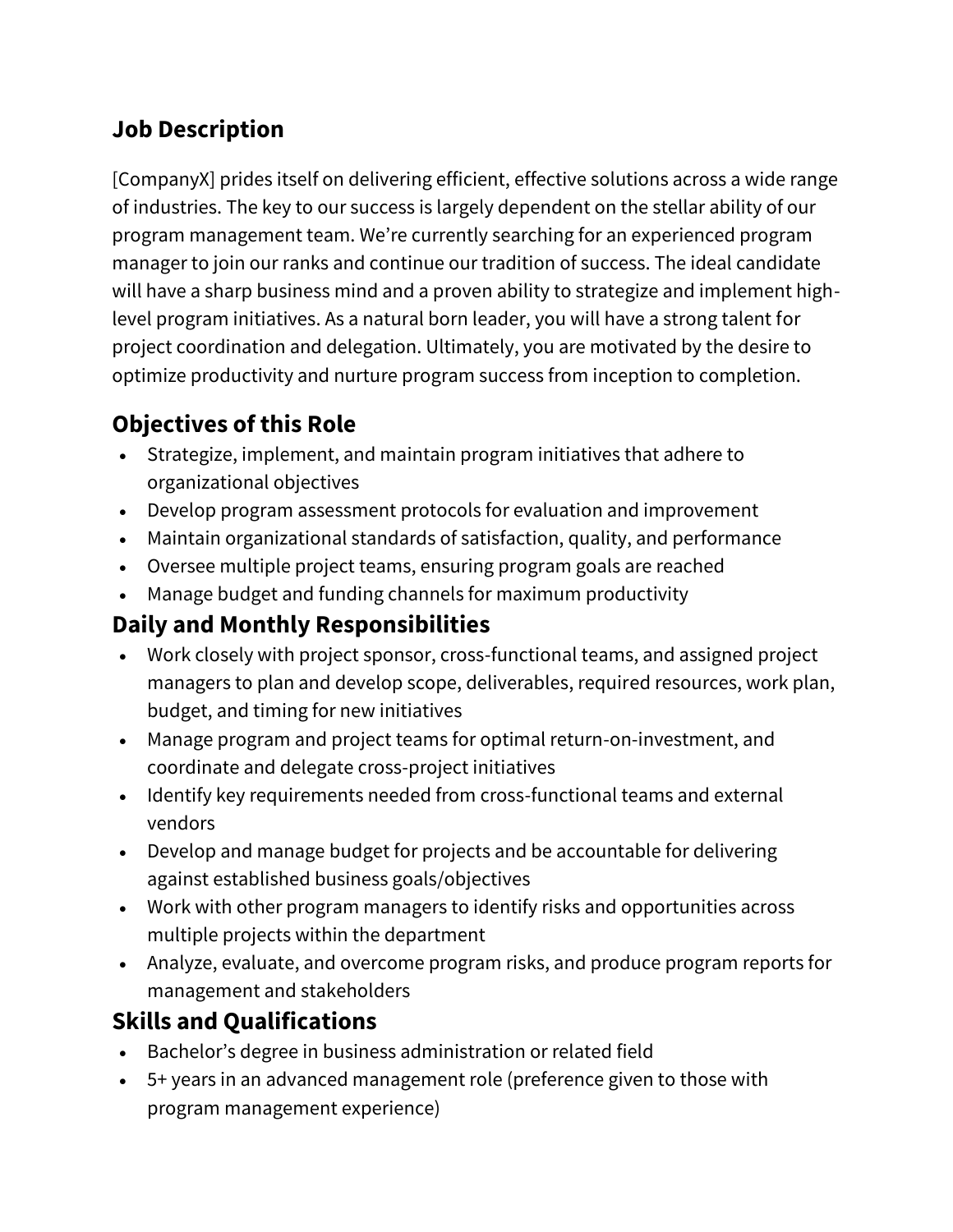## Job Description

[CompanyX] prides itself on delivering efficient, effective solutions across a wide range of industries. The key to our success is largely dependent on the stellar ability of our program management team. We're currently searching for an experienced program manager to join our ranks and continue our tradition of success. The ideal candidate will have a sharp business mind and a proven ability to strategize and implement high-level program initiatives. As a natural born leader, you will have a strong talent for project coordination and delegation. Ultimately, you are motivated by the desire to optimize productivity and nurture program success from inception to completion.

## Objectives of this Role

- Strategize, implement, and maintain program initiatives that adhere to organizational objectives
- Develop program assessment protocols for evaluation and improvement
- Maintain organizational standards of satisfaction, quality, and performance
- Oversee multiple project teams, ensuring program goals are reached
- Manage budget and funding channels for maximum productivity

## Daily and Monthly Responsibilities

- Work closely with project sponsor, cross-functional teams, and assigned project managers to plan and develop scope, deliverables, required resources, work plan, budget, and timing for new initiatives
- Manage program and project teams for optimal return-on-investment, and coordinate and delegate cross-project initiatives
- Identify key requirements needed from cross-functional teams and external vendors
- Develop and manage budget for projects and be accountable for delivering against established business goals/objectives
- Work with other program managers to identify risks and opportunities across multiple projects within the department
- Analyze, evaluate, and overcome program risks, and produce program reports for management and stakeholders

## Skills and Qualifications

- Bachelor's degree in business administration or related field
- 5+ years in an advanced management role (preference given to those with program management experience)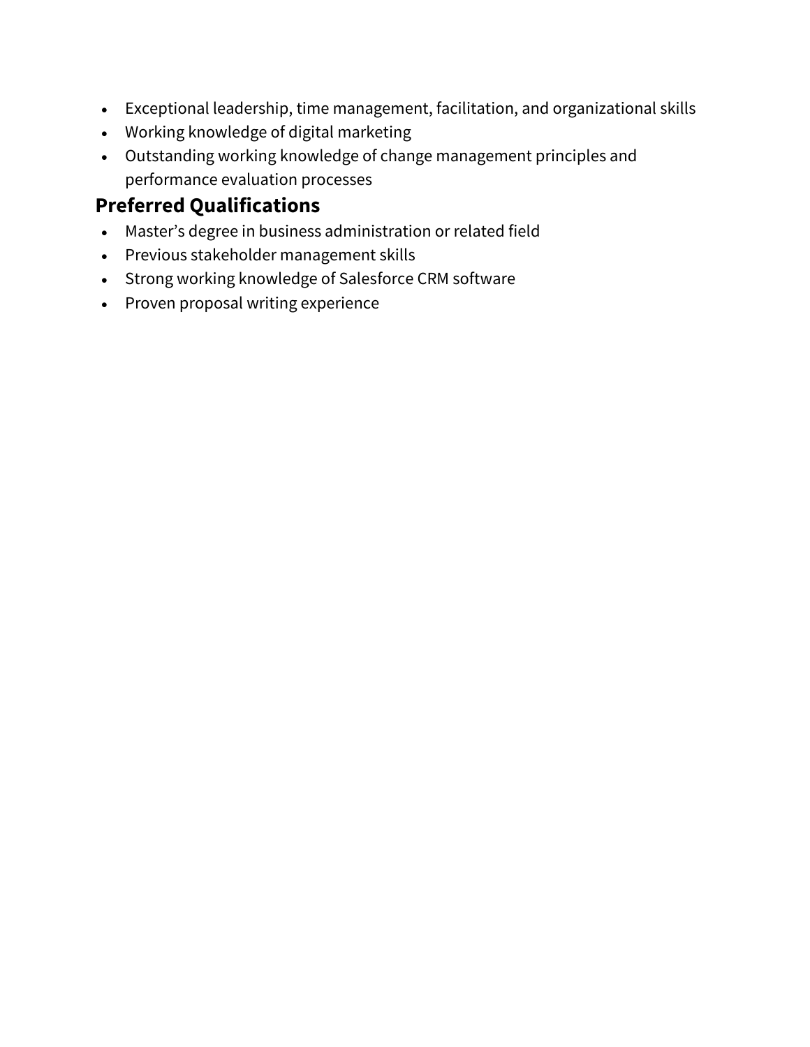- Exceptional leadership, time management, facilitation, and organizational skills
- Working knowledge of digital marketing
- Outstanding working knowledge of change management principles and performance evaluation processes

## Preferred Qualifications

- Master's degree in business administration or related field
- Previous stakeholder management skills
- Strong working knowledge of Salesforce CRM software
- Proven proposal writing experience